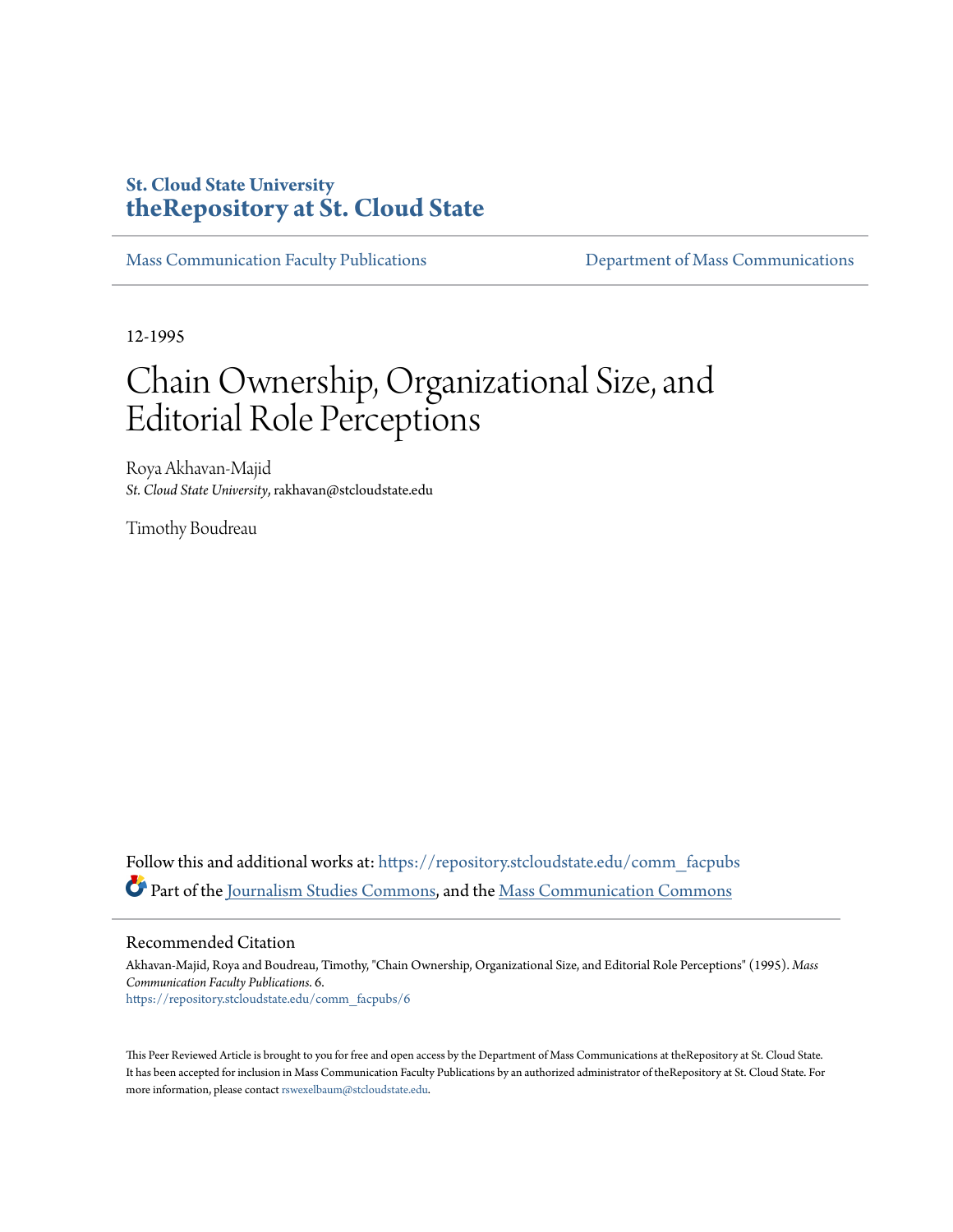St. Cloud State University
**theRepository at St. Cloud State**

Mass Communication Faculty Publications | Department of Mass Communications

12-1995

# Chain Ownership, Organizational Size, and Editorial Role Perceptions

Roya Akhavan-Majid
*St. Cloud State University*, rakhavan@stcloudstate.edu

Timothy Boudreau

Follow this and additional works at: https://repository.stcloudstate.edu/comm_facpubs

Part of the Journalism Studies Commons, and the Mass Communication Commons

## Recommended Citation

Akhavan-Majid, Roya and Boudreau, Timothy, "Chain Ownership, Organizational Size, and Editorial Role Perceptions" (1995). *Mass Communication Faculty Publications*. 6.
https://repository.stcloudstate.edu/comm_facpubs/6

This Peer Reviewed Article is brought to you for free and open access by the Department of Mass Communications at theRepository at St. Cloud State. It has been accepted for inclusion in Mass Communication Faculty Publications by an authorized administrator of theRepository at St. Cloud State. For more information, please contact rswexelbaum@stcloudstate.edu.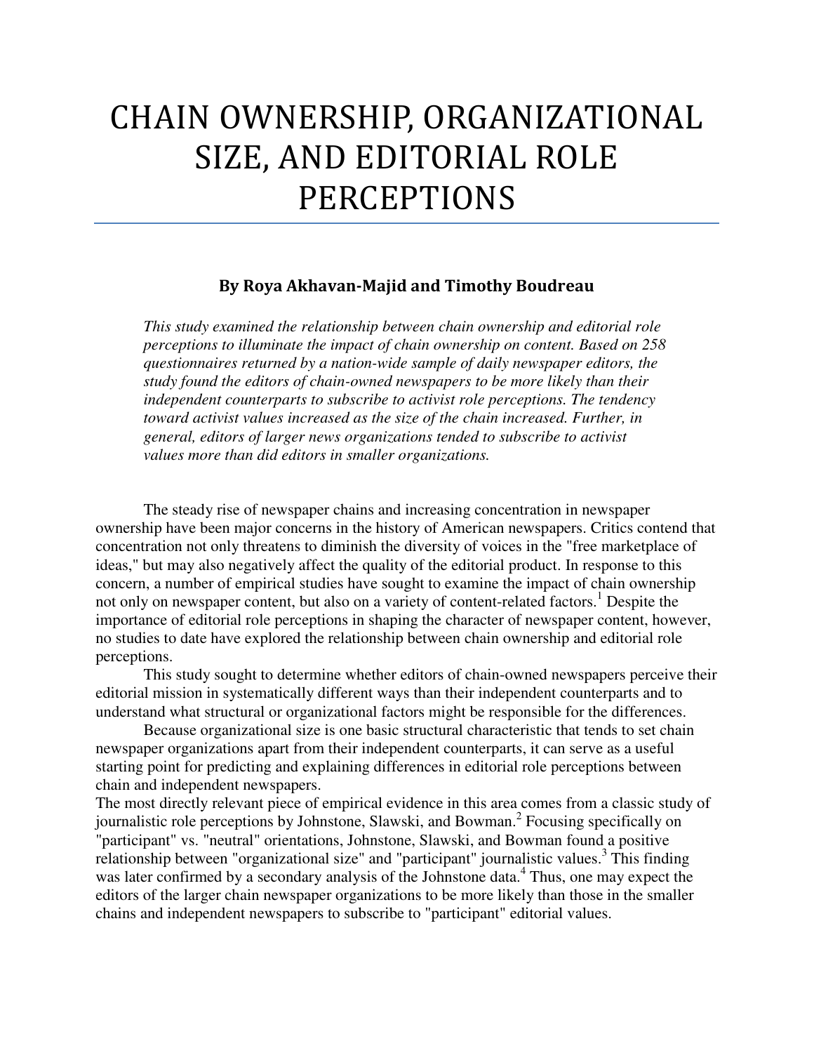# CHAIN OWNERSHIP, ORGANIZATIONAL SIZE, AND EDITORIAL ROLE PERCEPTIONS

**By Roya Akhavan-Majid and Timothy Boudreau**

*This study examined the relationship between chain ownership and editorial role perceptions to illuminate the impact of chain ownership on content. Based on 258 questionnaires returned by a nation-wide sample of daily newspaper editors, the study found the editors of chain-owned newspapers to be more likely than their independent counterparts to subscribe to activist role perceptions. The tendency toward activist values increased as the size of the chain increased. Further, in general, editors of larger news organizations tended to subscribe to activist values more than did editors in smaller organizations.*

The steady rise of newspaper chains and increasing concentration in newspaper ownership have been major concerns in the history of American newspapers. Critics contend that concentration not only threatens to diminish the diversity of voices in the "free marketplace of ideas," but may also negatively affect the quality of the editorial product. In response to this concern, a number of empirical studies have sought to examine the impact of chain ownership not only on newspaper content, but also on a variety of content-related factors.[1] Despite the importance of editorial role perceptions in shaping the character of newspaper content, however, no studies to date have explored the relationship between chain ownership and editorial role perceptions.

This study sought to determine whether editors of chain-owned newspapers perceive their editorial mission in systematically different ways than their independent counterparts and to understand what structural or organizational factors might be responsible for the differences.

Because organizational size is one basic structural characteristic that tends to set chain newspaper organizations apart from their independent counterparts, it can serve as a useful starting point for predicting and explaining differences in editorial role perceptions between chain and independent newspapers.

The most directly relevant piece of empirical evidence in this area comes from a classic study of journalistic role perceptions by Johnstone, Slawski, and Bowman.[2] Focusing specifically on "participant" vs. "neutral" orientations, Johnstone, Slawski, and Bowman found a positive relationship between "organizational size" and "participant" journalistic values.[3] This finding was later confirmed by a secondary analysis of the Johnstone data.[4] Thus, one may expect the editors of the larger chain newspaper organizations to be more likely than those in the smaller chains and independent newspapers to subscribe to "participant" editorial values.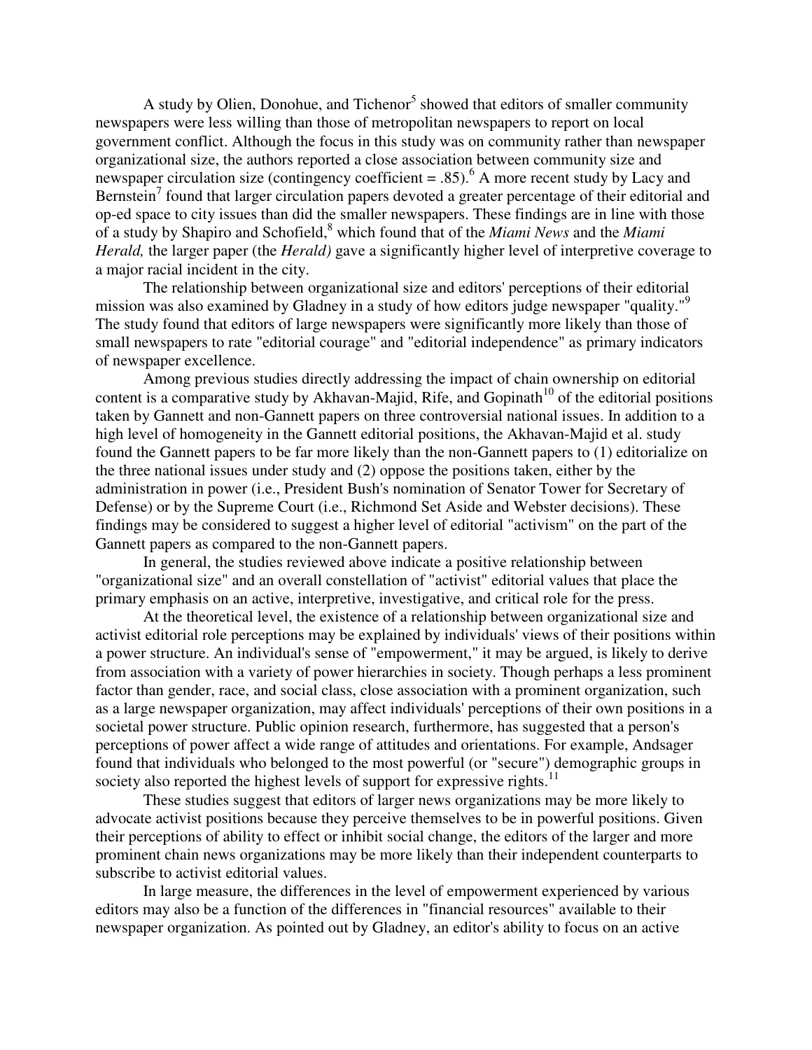A study by Olien, Donohue, and Tichenor[5] showed that editors of smaller community newspapers were less willing than those of metropolitan newspapers to report on local government conflict. Although the focus in this study was on community rather than newspaper organizational size, the authors reported a close association between community size and newspaper circulation size (contingency coefficient = .85).[6] A more recent study by Lacy and Bernstein[7] found that larger circulation papers devoted a greater percentage of their editorial and op-ed space to city issues than did the smaller newspapers. These findings are in line with those of a study by Shapiro and Schofield,[8] which found that of the *Miami News* and the *Miami Herald,* the larger paper (the *Herald)* gave a significantly higher level of interpretive coverage to a major racial incident in the city.

The relationship between organizational size and editors' perceptions of their editorial mission was also examined by Gladney in a study of how editors judge newspaper "quality."[9] The study found that editors of large newspapers were significantly more likely than those of small newspapers to rate "editorial courage" and "editorial independence" as primary indicators of newspaper excellence.

Among previous studies directly addressing the impact of chain ownership on editorial content is a comparative study by Akhavan-Majid, Rife, and Gopinath[10] of the editorial positions taken by Gannett and non-Gannett papers on three controversial national issues. In addition to a high level of homogeneity in the Gannett editorial positions, the Akhavan-Majid et al. study found the Gannett papers to be far more likely than the non-Gannett papers to (1) editorialize on the three national issues under study and (2) oppose the positions taken, either by the administration in power (i.e., President Bush's nomination of Senator Tower for Secretary of Defense) or by the Supreme Court (i.e., Richmond Set Aside and Webster decisions). These findings may be considered to suggest a higher level of editorial "activism" on the part of the Gannett papers as compared to the non-Gannett papers.

In general, the studies reviewed above indicate a positive relationship between "organizational size" and an overall constellation of "activist" editorial values that place the primary emphasis on an active, interpretive, investigative, and critical role for the press.

At the theoretical level, the existence of a relationship between organizational size and activist editorial role perceptions may be explained by individuals' views of their positions within a power structure. An individual's sense of "empowerment," it may be argued, is likely to derive from association with a variety of power hierarchies in society. Though perhaps a less prominent factor than gender, race, and social class, close association with a prominent organization, such as a large newspaper organization, may affect individuals' perceptions of their own positions in a societal power structure. Public opinion research, furthermore, has suggested that a person's perceptions of power affect a wide range of attitudes and orientations. For example, Andsager found that individuals who belonged to the most powerful (or "secure") demographic groups in society also reported the highest levels of support for expressive rights.[11]

These studies suggest that editors of larger news organizations may be more likely to advocate activist positions because they perceive themselves to be in powerful positions. Given their perceptions of ability to effect or inhibit social change, the editors of the larger and more prominent chain news organizations may be more likely than their independent counterparts to subscribe to activist editorial values.

In large measure, the differences in the level of empowerment experienced by various editors may also be a function of the differences in "financial resources" available to their newspaper organization. As pointed out by Gladney, an editor's ability to focus on an active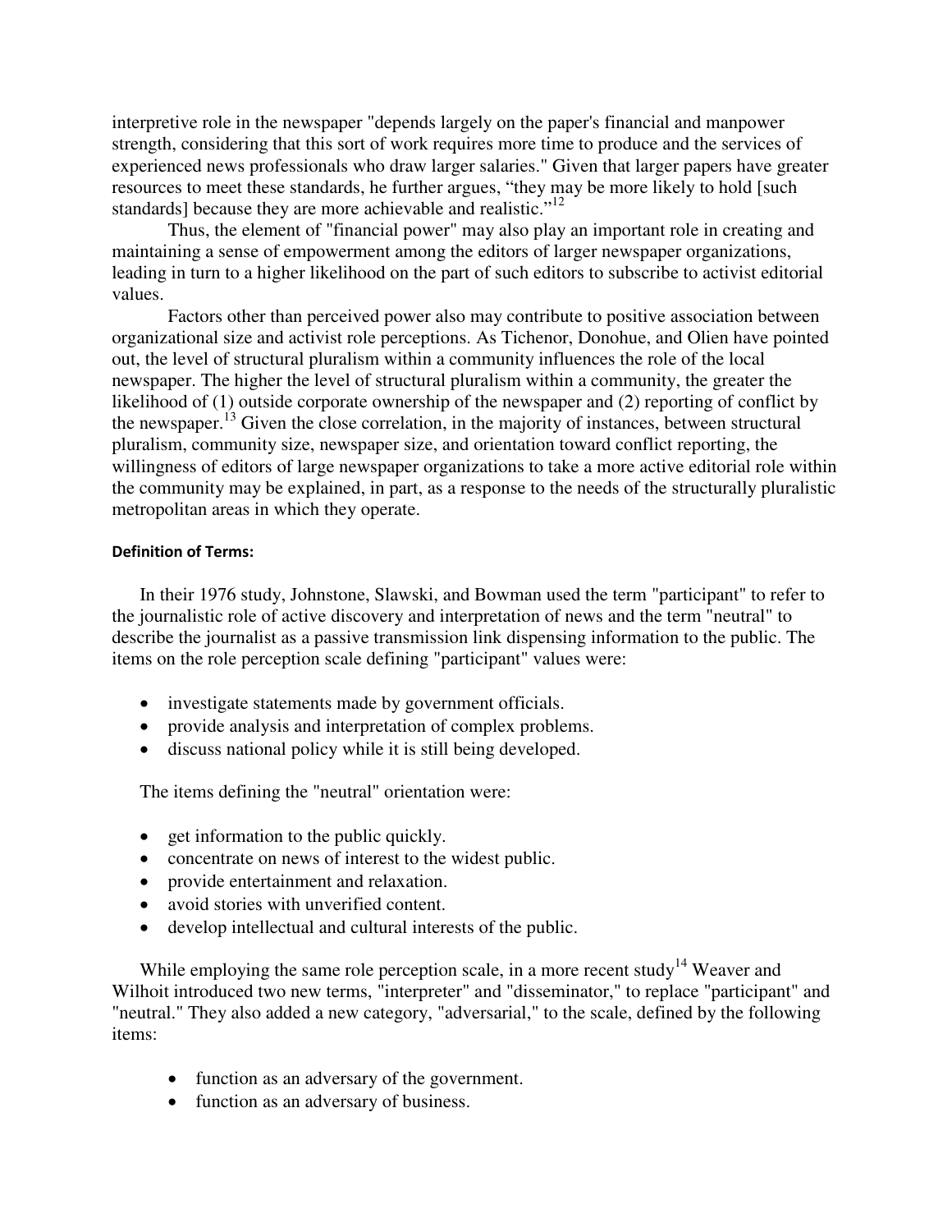interpretive role in the newspaper "depends largely on the paper's financial and manpower strength, considering that this sort of work requires more time to produce and the services of experienced news professionals who draw larger salaries." Given that larger papers have greater resources to meet these standards, he further argues, “they may be more likely to hold [such standards] because they are more achievable and realistic.”[12]

Thus, the element of "financial power" may also play an important role in creating and maintaining a sense of empowerment among the editors of larger newspaper organizations, leading in turn to a higher likelihood on the part of such editors to subscribe to activist editorial values.

Factors other than perceived power also may contribute to positive association between organizational size and activist role perceptions. As Tichenor, Donohue, and Olien have pointed out, the level of structural pluralism within a community influences the role of the local newspaper. The higher the level of structural pluralism within a community, the greater the likelihood of (1) outside corporate ownership of the newspaper and (2) reporting of conflict by the newspaper.[13] Given the close correlation, in the majority of instances, between structural pluralism, community size, newspaper size, and orientation toward conflict reporting, the willingness of editors of large newspaper organizations to take a more active editorial role within the community may be explained, in part, as a response to the needs of the structurally pluralistic metropolitan areas in which they operate.

#### Definition of Terms:

In their 1976 study, Johnstone, Slawski, and Bowman used the term "participant" to refer to the journalistic role of active discovery and interpretation of news and the term "neutral" to describe the journalist as a passive transmission link dispensing information to the public. The items on the role perception scale defining "participant" values were:

- investigate statements made by government officials.
- provide analysis and interpretation of complex problems.
- discuss national policy while it is still being developed.

The items defining the "neutral" orientation were:

- get information to the public quickly.
- concentrate on news of interest to the widest public.
- provide entertainment and relaxation.
- avoid stories with unverified content.
- develop intellectual and cultural interests of the public.

While employing the same role perception scale, in a more recent study[14] Weaver and Wilhoit introduced two new terms, "interpreter" and "disseminator," to replace "participant" and "neutral." They also added a new category, "adversarial," to the scale, defined by the following items:

- function as an adversary of the government.
- function as an adversary of business.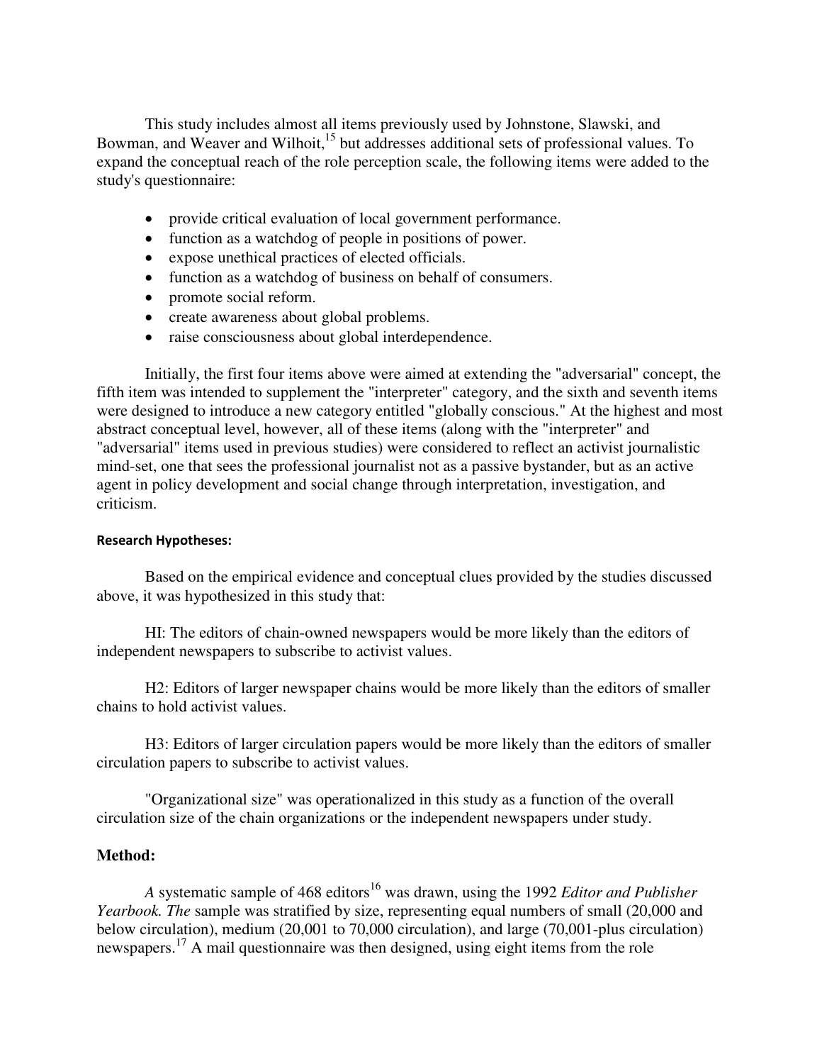This study includes almost all items previously used by Johnstone, Slawski, and Bowman, and Weaver and Wilhoit,[15] but addresses additional sets of professional values. To expand the conceptual reach of the role perception scale, the following items were added to the study's questionnaire:

- provide critical evaluation of local government performance.
- function as a watchdog of people in positions of power.
- expose unethical practices of elected officials.
- function as a watchdog of business on behalf of consumers.
- promote social reform.
- create awareness about global problems.
- raise consciousness about global interdependence.

Initially, the first four items above were aimed at extending the "adversarial" concept, the fifth item was intended to supplement the "interpreter" category, and the sixth and seventh items were designed to introduce a new category entitled "globally conscious." At the highest and most abstract conceptual level, however, all of these items (along with the "interpreter" and "adversarial" items used in previous studies) were considered to reflect an activist journalistic mind-set, one that sees the professional journalist not as a passive bystander, but as an active agent in policy development and social change through interpretation, investigation, and criticism.

#### Research Hypotheses:

Based on the empirical evidence and conceptual clues provided by the studies discussed above, it was hypothesized in this study that:

HI: The editors of chain-owned newspapers would be more likely than the editors of independent newspapers to subscribe to activist values.

H2: Editors of larger newspaper chains would be more likely than the editors of smaller chains to hold activist values.

H3: Editors of larger circulation papers would be more likely than the editors of smaller circulation papers to subscribe to activist values.

"Organizational size" was operationalized in this study as a function of the overall circulation size of the chain organizations or the independent newspapers under study.

### Method:

*A* systematic sample of 468 editors[16] was drawn, using the 1992 *Editor and Publisher Yearbook. The* sample was stratified by size, representing equal numbers of small (20,000 and below circulation), medium (20,001 to 70,000 circulation), and large (70,001-plus circulation) newspapers.[17] A mail questionnaire was then designed, using eight items from the role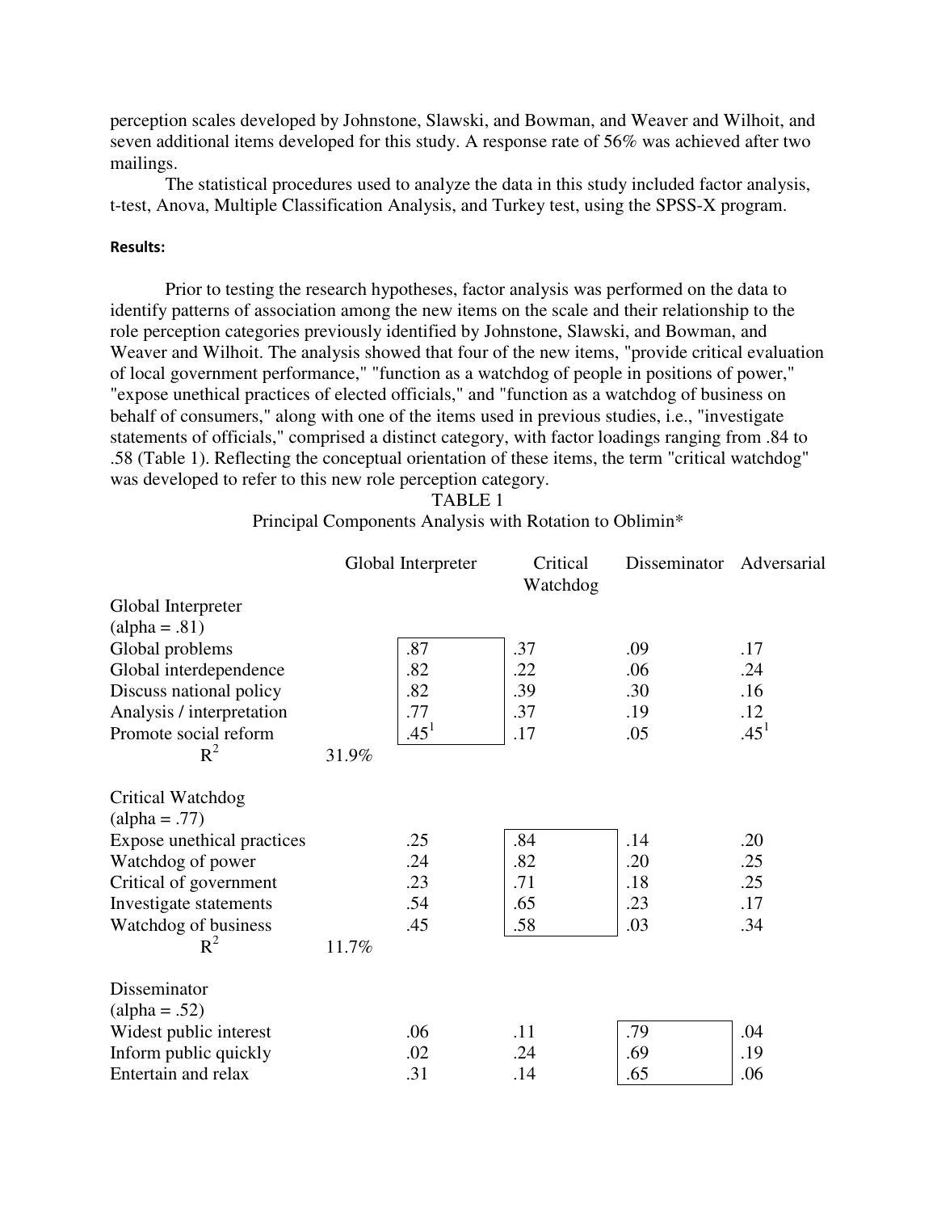perception scales developed by Johnstone, Slawski, and Bowman, and Weaver and Wilhoit, and seven additional items developed for this study. A response rate of 56% was achieved after two mailings.

The statistical procedures used to analyze the data in this study included factor analysis, t-test, Anova, Multiple Classification Analysis, and Turkey test, using the SPSS-X program.

**Results:**

Prior to testing the research hypotheses, factor analysis was performed on the data to identify patterns of association among the new items on the scale and their relationship to the role perception categories previously identified by Johnstone, Slawski, and Bowman, and Weaver and Wilhoit. The analysis showed that four of the new items, "provide critical evaluation of local government performance," "function as a watchdog of people in positions of power," "expose unethical practices of elected officials," and "function as a watchdog of business on behalf of consumers," along with one of the items used in previous studies, i.e., "investigate statements of officials," comprised a distinct category, with factor loadings ranging from .84 to .58 (Table 1). Reflecting the conceptual orientation of these items, the term "critical watchdog" was developed to refer to this new role perception category.

TABLE 1

Principal Components Analysis with Rotation to Oblimin*

| | | Global Interpreter | Critical Watchdog | Disseminator | Adversarial |
|---|---|---|---|---|---|
| Global Interpreter (alpha = .81) | | | | | |
| Global problems | | .87 | .37 | .09 | .17 |
| Global interdependence | | .82 | .22 | .06 | .24 |
| Discuss national policy | | .82 | .39 | .30 | .16 |
| Analysis / interpretation | | .77 | .37 | .19 | .12 |
| Promote social reform | | .45[1] | .17 | .05 | .45[1] |
| $R^2$ | 31.9% | | | | |
| Critical Watchdog (alpha = .77) | | | | | |
| Expose unethical practices | | .25 | .84 | .14 | .20 |
| Watchdog of power | | .24 | .82 | .20 | .25 |
| Critical of government | | .23 | .71 | .18 | .25 |
| Investigate statements | | .54 | .65 | .23 | .17 |
| Watchdog of business | | .45 | .58 | .03 | .34 |
| $R^2$ | 11.7% | | | | |
| Disseminator (alpha = .52) | | | | | |
| Widest public interest | | .06 | .11 | .79 | .04 |
| Inform public quickly | | .02 | .24 | .69 | .19 |
| Entertain and relax | | .31 | .14 | .65 | .06 |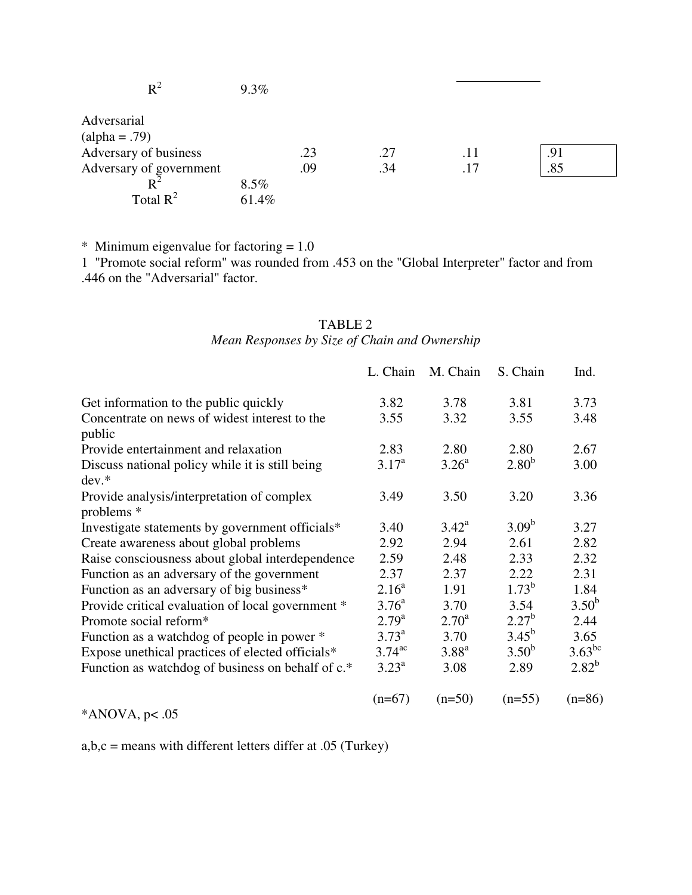| | | | | | |
|---|---|---|---|---|---|
| $R^2$ | 9.3% | | | | |
| Adversarial (alpha = .79) | | | | | |
| Adversary of business | | .23 | .27 | .11 | .91 |
| Adversary of government | | .09 | .34 | .17 | .85 |
| $R^2$ | 8.5% | | | | |
| Total $R^2$ | 61.4% | | | | |

* Minimum eigenvalue for factoring = 1.0

1 "Promote social reform" was rounded from .453 on the "Global Interpreter" factor and from .446 on the "Adversarial" factor.

TABLE 2

*Mean Responses by Size of Chain and Ownership*

| | L. Chain | M. Chain | S. Chain | Ind. |
|---|---|---|---|---|
| Get information to the public quickly | 3.82 | 3.78 | 3.81 | 3.73 |
| Concentrate on news of widest interest to the public | 3.55 | 3.32 | 3.55 | 3.48 |
| Provide entertainment and relaxation | 2.83 | 2.80 | 2.80 | 2.67 |
| Discuss national policy while it is still being dev.* | $3.17^{a}$ | $3.26^{a}$ | $2.80^{b}$ | 3.00 |
| Provide analysis/interpretation of complex problems * | 3.49 | 3.50 | 3.20 | 3.36 |
| Investigate statements by government officials* | 3.40 | $3.42^{a}$ | $3.09^{b}$ | 3.27 |
| Create awareness about global problems | 2.92 | 2.94 | 2.61 | 2.82 |
| Raise consciousness about global interdependence | 2.59 | 2.48 | 2.33 | 2.32 |
| Function as an adversary of the government | 2.37 | 2.37 | 2.22 | 2.31 |
| Function as an adversary of big business* | $2.16^{a}$ | 1.91 | $1.73^{b}$ | 1.84 |
| Provide critical evaluation of local government * | $3.76^{a}$ | 3.70 | 3.54 | $3.50^{b}$ |
| Promote social reform* | $2.79^{a}$ | $2.70^{a}$ | $2.27^{b}$ | 2.44 |
| Function as a watchdog of people in power * | $3.73^{a}$ | 3.70 | $3.45^{b}$ | 3.65 |
| Expose unethical practices of elected officials* | $3.74^{ac}$ | $3.88^{a}$ | $3.50^{b}$ | $3.63^{bc}$ |
| Function as watchdog of business on behalf of c.* | $3.23^{a}$ | 3.08 | 2.89 | $2.82^{b}$ |
| | (n=67) | (n=50) | (n=55) | (n=86) |

*ANOVA, $p < .05$

a,b,c = means with different letters differ at .05 (Turkey)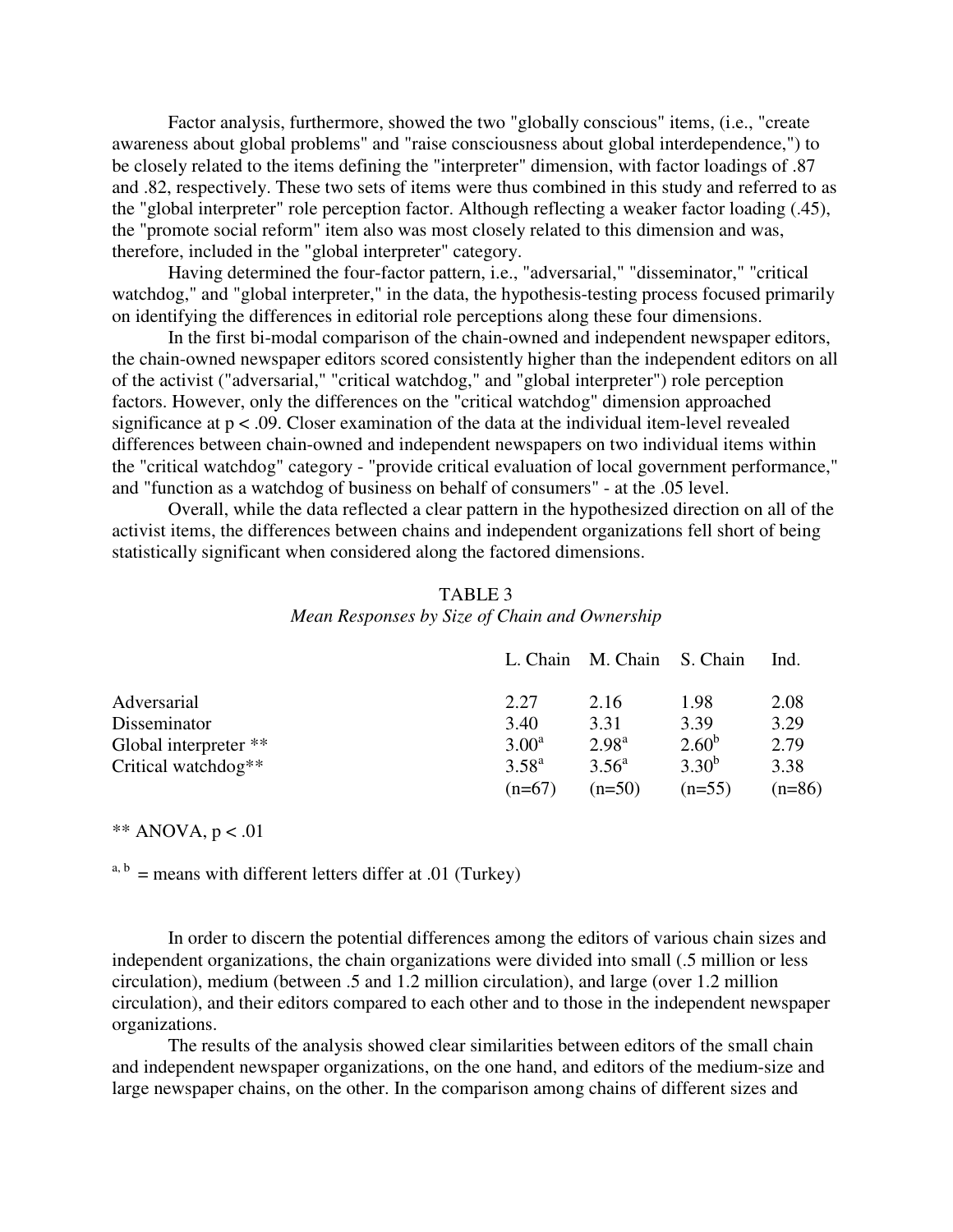Factor analysis, furthermore, showed the two "globally conscious" items, (i.e., "create awareness about global problems" and "raise consciousness about global interdependence,") to be closely related to the items defining the "interpreter" dimension, with factor loadings of .87 and .82, respectively. These two sets of items were thus combined in this study and referred to as the "global interpreter" role perception factor. Although reflecting a weaker factor loading (.45), the "promote social reform" item also was most closely related to this dimension and was, therefore, included in the "global interpreter" category.

Having determined the four-factor pattern, i.e., "adversarial," "disseminator," "critical watchdog," and "global interpreter," in the data, the hypothesis-testing process focused primarily on identifying the differences in editorial role perceptions along these four dimensions.

In the first bi-modal comparison of the chain-owned and independent newspaper editors, the chain-owned newspaper editors scored consistently higher than the independent editors on all of the activist ("adversarial," "critical watchdog," and "global interpreter") role perception factors. However, only the differences on the "critical watchdog" dimension approached significance at $p < .09$. Closer examination of the data at the individual item-level revealed differences between chain-owned and independent newspapers on two individual items within the "critical watchdog" category - "provide critical evaluation of local government performance," and "function as a watchdog of business on behalf of consumers" - at the .05 level.

Overall, while the data reflected a clear pattern in the hypothesized direction on all of the activist items, the differences between chains and independent organizations fell short of being statistically significant when considered along the factored dimensions.

TABLE 3

*Mean Responses by Size of Chain and Ownership*

| | L. Chain | M. Chain | S. Chain | Ind. |
|---|---|---|---|---|
| Adversarial | 2.27 | 2.16 | 1.98 | 2.08 |
| Disseminator | 3.40 | 3.31 | 3.39 | 3.29 |
| Global interpreter ** | 3.00[a] | 2.98[a] | 2.60[b] | 2.79 |
| Critical watchdog** | 3.58[a] | 3.56[a] | 3.30[b] | 3.38 |
| | (n=67) | (n=50) | (n=55) | (n=86) |

** ANOVA, $p < .01$

[a, b] = means with different letters differ at .01 (Turkey)

In order to discern the potential differences among the editors of various chain sizes and independent organizations, the chain organizations were divided into small (.5 million or less circulation), medium (between .5 and 1.2 million circulation), and large (over 1.2 million circulation), and their editors compared to each other and to those in the independent newspaper organizations.

The results of the analysis showed clear similarities between editors of the small chain and independent newspaper organizations, on the one hand, and editors of the medium-size and large newspaper chains, on the other. In the comparison among chains of different sizes and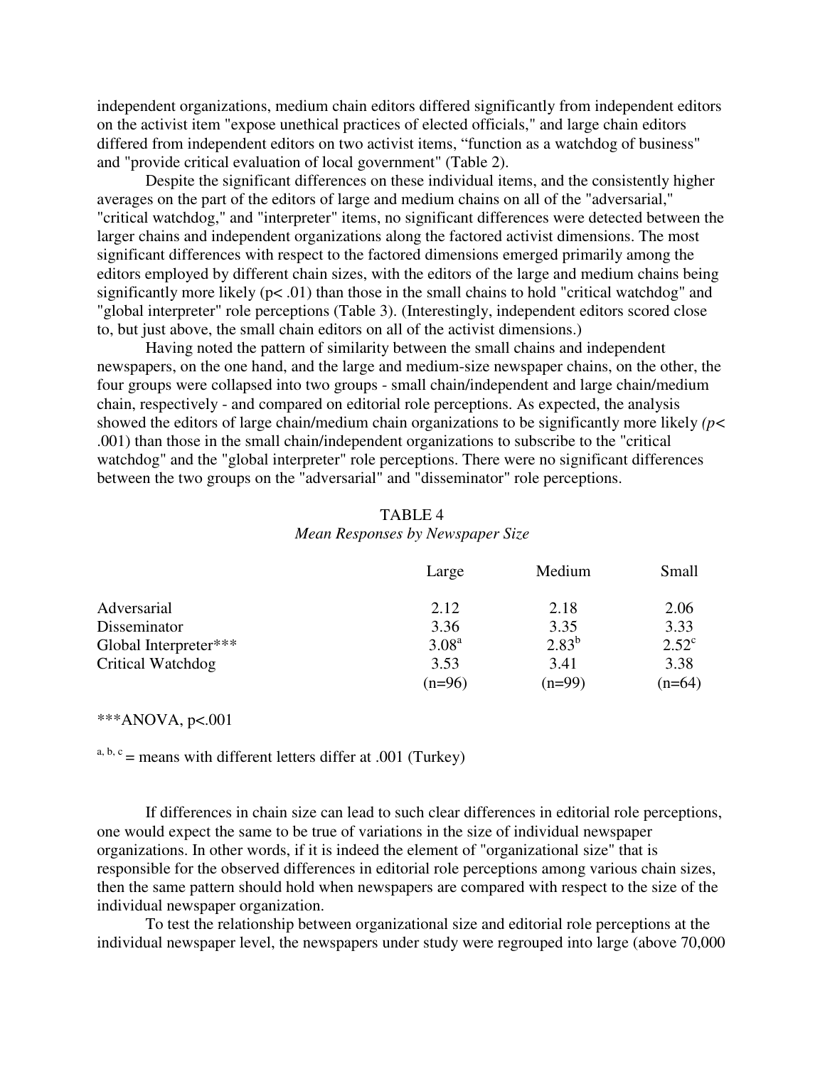independent organizations, medium chain editors differed significantly from independent editors on the activist item "expose unethical practices of elected officials," and large chain editors differed from independent editors on two activist items, "function as a watchdog of business" and "provide critical evaluation of local government" (Table 2).

Despite the significant differences on these individual items, and the consistently higher averages on the part of the editors of large and medium chains on all of the "adversarial," "critical watchdog," and "interpreter" items, no significant differences were detected between the larger chains and independent organizations along the factored activist dimensions. The most significant differences with respect to the factored dimensions emerged primarily among the editors employed by different chain sizes, with the editors of the large and medium chains being significantly more likely ($p < .01$) than those in the small chains to hold "critical watchdog" and "global interpreter" role perceptions (Table 3). (Interestingly, independent editors scored close to, but just above, the small chain editors on all of the activist dimensions.)

Having noted the pattern of similarity between the small chains and independent newspapers, on the one hand, and the large and medium-size newspaper chains, on the other, the four groups were collapsed into two groups - small chain/independent and large chain/medium chain, respectively - and compared on editorial role perceptions. As expected, the analysis showed the editors of large chain/medium chain organizations to be significantly more likely *(p<* .001) than those in the small chain/independent organizations to subscribe to the "critical watchdog" and the "global interpreter" role perceptions. There were no significant differences between the two groups on the "adversarial" and "disseminator" role perceptions.

TABLE 4
*Mean Responses by Newspaper Size*

| | Large | Medium | Small |
|---|---|---|---|
| Adversarial | 2.12 | 2.18 | 2.06 |
| Disseminator | 3.36 | 3.35 | 3.33 |
| Global Interpreter*** | $3.08^{a}$ | $2.83^{b}$ | $2.52^{c}$ |
| Critical Watchdog | 3.53 | 3.41 | 3.38 |
| | (n=96) | (n=99) | (n=64) |

***ANOVA, p<.001

$^{a, b, c}$ = means with different letters differ at .001 (Turkey)

If differences in chain size can lead to such clear differences in editorial role perceptions, one would expect the same to be true of variations in the size of individual newspaper organizations. In other words, if it is indeed the element of "organizational size" that is responsible for the observed differences in editorial role perceptions among various chain sizes, then the same pattern should hold when newspapers are compared with respect to the size of the individual newspaper organization.

To test the relationship between organizational size and editorial role perceptions at the individual newspaper level, the newspapers under study were regrouped into large (above 70,000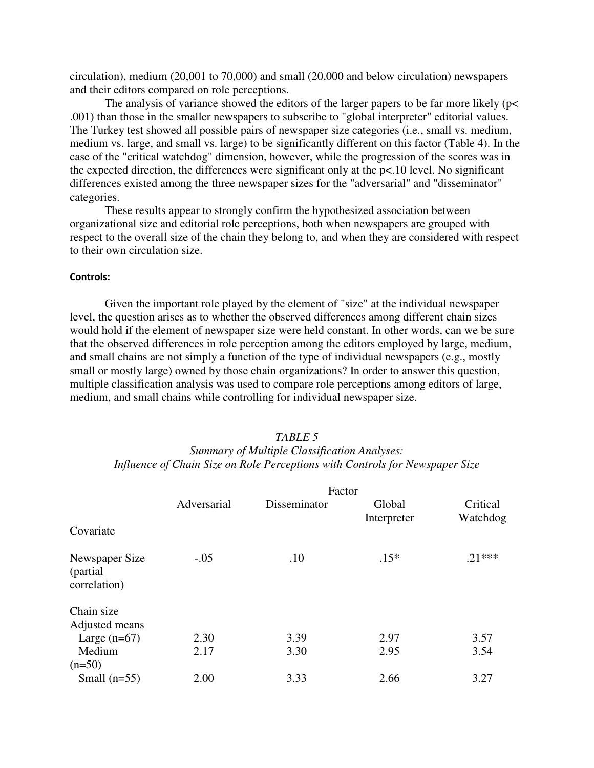circulation), medium (20,001 to 70,000) and small (20,000 and below circulation) newspapers and their editors compared on role perceptions.

The analysis of variance showed the editors of the larger papers to be far more likely ($p < .001$) than those in the smaller newspapers to subscribe to "global interpreter" editorial values. The Turkey test showed all possible pairs of newspaper size categories (i.e., small vs. medium, medium vs. large, and small vs. large) to be significantly different on this factor (Table 4). In the case of the "critical watchdog" dimension, however, while the progression of the scores was in the expected direction, the differences were significant only at the $p < .10$ level. No significant differences existed among the three newspaper sizes for the "adversarial" and "disseminator" categories.

These results appear to strongly confirm the hypothesized association between organizational size and editorial role perceptions, both when newspapers are grouped with respect to the overall size of the chain they belong to, and when they are considered with respect to their own circulation size.

#### Controls:

Given the important role played by the element of "size" at the individual newspaper level, the question arises as to whether the observed differences among different chain sizes would hold if the element of newspaper size were held constant. In other words, can we be sure that the observed differences in role perception among the editors employed by large, medium, and small chains are not simply a function of the type of individual newspapers (e.g., mostly small or mostly large) owned by those chain organizations? In order to answer this question, multiple classification analysis was used to compare role perceptions among editors of large, medium, and small chains while controlling for individual newspaper size.

*TABLE 5*
*Summary of Multiple Classification Analyses: Influence of Chain Size on Role Perceptions with Controls for Newspaper Size*

| | Factor | | | |
|---|---|---|---|---|
| | Adversarial | Disseminator | Global Interpreter | Critical Watchdog |
| Covariate | | | | |
| Newspaper Size (partial correlation) | -.05 | .10 | .15* | .21*** |
| Chain size Adjusted means | | | | |
| Large (n=67) | 2.30 | 3.39 | 2.97 | 3.57 |
| Medium (n=50) | 2.17 | 3.30 | 2.95 | 3.54 |
| Small (n=55) | 2.00 | 3.33 | 2.66 | 3.27 |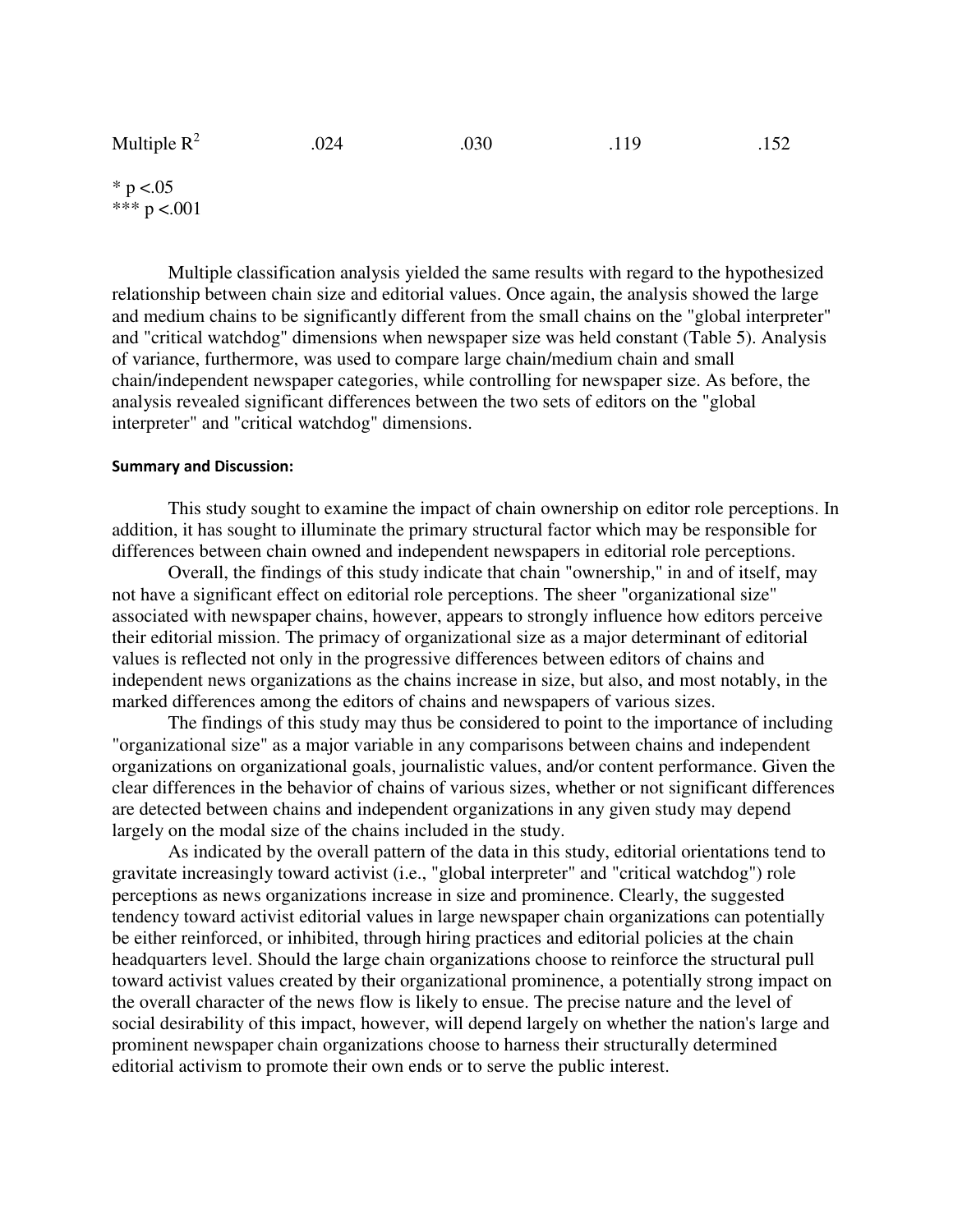| Multiple $R^2$ | .024 | .030 | .119 | .152 |
|---|---|---|---|---|

\* $p < .05$
\*\*\* $p < .001$

Multiple classification analysis yielded the same results with regard to the hypothesized relationship between chain size and editorial values. Once again, the analysis showed the large and medium chains to be significantly different from the small chains on the "global interpreter" and "critical watchdog" dimensions when newspaper size was held constant (Table 5). Analysis of variance, furthermore, was used to compare large chain/medium chain and small chain/independent newspaper categories, while controlling for newspaper size. As before, the analysis revealed significant differences between the two sets of editors on the "global interpreter" and "critical watchdog" dimensions.

**Summary and Discussion:**

This study sought to examine the impact of chain ownership on editor role perceptions. In addition, it has sought to illuminate the primary structural factor which may be responsible for differences between chain owned and independent newspapers in editorial role perceptions.

Overall, the findings of this study indicate that chain "ownership," in and of itself, may not have a significant effect on editorial role perceptions. The sheer "organizational size" associated with newspaper chains, however, appears to strongly influence how editors perceive their editorial mission. The primacy of organizational size as a major determinant of editorial values is reflected not only in the progressive differences between editors of chains and independent news organizations as the chains increase in size, but also, and most notably, in the marked differences among the editors of chains and newspapers of various sizes.

The findings of this study may thus be considered to point to the importance of including "organizational size" as a major variable in any comparisons between chains and independent organizations on organizational goals, journalistic values, and/or content performance. Given the clear differences in the behavior of chains of various sizes, whether or not significant differences are detected between chains and independent organizations in any given study may depend largely on the modal size of the chains included in the study.

As indicated by the overall pattern of the data in this study, editorial orientations tend to gravitate increasingly toward activist (i.e., "global interpreter" and "critical watchdog") role perceptions as news organizations increase in size and prominence. Clearly, the suggested tendency toward activist editorial values in large newspaper chain organizations can potentially be either reinforced, or inhibited, through hiring practices and editorial policies at the chain headquarters level. Should the large chain organizations choose to reinforce the structural pull toward activist values created by their organizational prominence, a potentially strong impact on the overall character of the news flow is likely to ensue. The precise nature and the level of social desirability of this impact, however, will depend largely on whether the nation's large and prominent newspaper chain organizations choose to harness their structurally determined editorial activism to promote their own ends or to serve the public interest.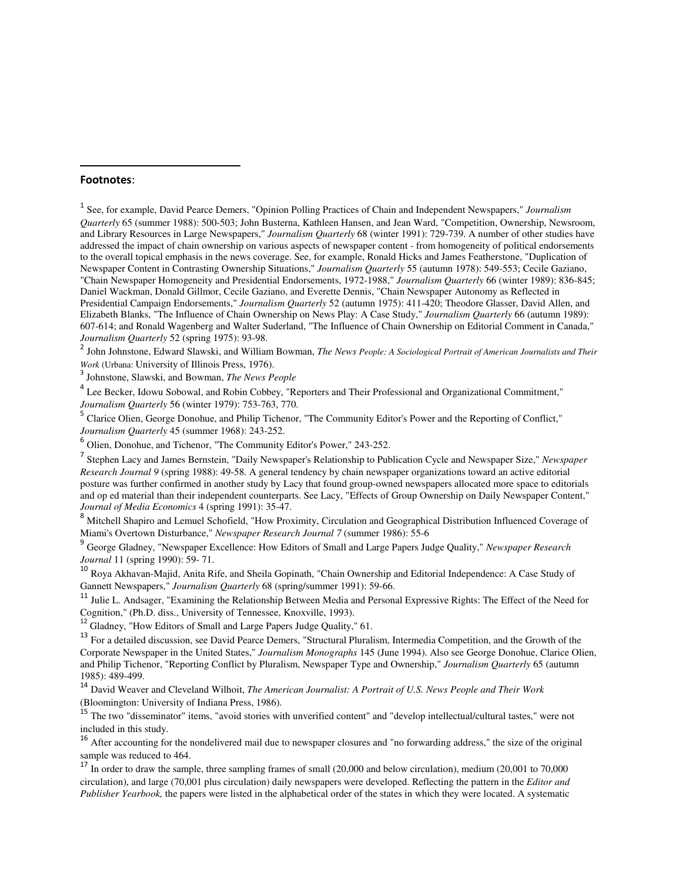**Footnotes**:

[1] See, for example, David Pearce Demers, "Opinion Polling Practices of Chain and Independent Newspapers," *Journalism Quarterly* 65 (summer 1988): 500-503; John Busterna, Kathleen Hansen, and Jean Ward, "Competition, Ownership, Newsroom, and Library Resources in Large Newspapers," *Journalism Quarterly* 68 (winter 1991): 729-739. A number of other studies have addressed the impact of chain ownership on various aspects of newspaper content - from homogeneity of political endorsements to the overall topical emphasis in the news coverage. See, for example, Ronald Hicks and James Featherstone, "Duplication of Newspaper Content in Contrasting Ownership Situations," *Journalism Quarterly* 55 (autumn 1978): 549-553; Cecile Gaziano, "Chain Newspaper Homogeneity and Presidential Endorsements, 1972-1988," *Journalism Quarterly* 66 (winter 1989): 836-845; Daniel Wackman, Donald Gillmor, Cecile Gaziano, and Everette Dennis, "Chain Newspaper Autonomy as Reflected in Presidential Campaign Endorsements," *Journalism Quarterly* 52 (autumn 1975): 411-420; Theodore Glasser, David Allen, and Elizabeth Blanks, "The Influence of Chain Ownership on News Play: A Case Study," *Journalism Quarterly* 66 (autumn 1989): 607-614; and Ronald Wagenberg and Walter Suderland, "The Influence of Chain Ownership on Editorial Comment in Canada," *Journalism Quarterly* 52 (spring 1975): 93-98.

[2] John Johnstone, Edward Slawski, and William Bowman, *The News People: A Sociological Portrait of American Journalists and Their Work* (Urbana: University of Illinois Press, 1976).

[3] Johnstone, Slawski, and Bowman, *The News People*

[4] Lee Becker, Idowu Sobowal, and Robin Cobbey, "Reporters and Their Professional and Organizational Commitment," *Journalism Quarterly* 56 (winter 1979): 753-763, 770.

[5] Clarice Olien, George Donohue, and Philip Tichenor, "The Community Editor's Power and the Reporting of Conflict," *Journalism Quarterly* 45 (summer 1968): 243-252.

[6] Olien, Donohue, and Tichenor, "The Community Editor's Power," 243-252.

[7] Stephen Lacy and James Bernstein, "Daily Newspaper's Relationship to Publication Cycle and Newspaper Size," *Newspaper Research Journal 9* (spring 1988): 49-58. A general tendency by chain newspaper organizations toward an active editorial posture was further confirmed in another study by Lacy that found group-owned newspapers allocated more space to editorials and op ed material than their independent counterparts. See Lacy, "Effects of Group Ownership on Daily Newspaper Content," *Journal of Media Economics* 4 (spring 1991): 35-47.

[8] Mitchell Shapiro and Lemuel Schofield, "How Proximity, Circulation and Geographical Distribution Influenced Coverage of Miami's Overtown Disturbance," *Newspaper Research Journal 7* (summer 1986): 55-6

[9] George Gladney, "Newspaper Excellence: How Editors of Small and Large Papers Judge Quality," *Newspaper Research Journal* 11 (spring 1990): 59- 71.

[10] Roya Akhavan-Majid, Anita Rife, and Sheila Gopinath, "Chain Ownership and Editorial Independence: A Case Study of Gannett Newspapers," *Journalism Quarterly* 68 (spring/summer 1991): 59-66.

[11] Julie L. Andsager, "Examining the Relationship Between Media and Personal Expressive Rights: The Effect of the Need for Cognition," (Ph.D. diss., University of Tennessee, Knoxville, 1993).

[12] Gladney, "How Editors of Small and Large Papers Judge Quality," 61.

[13] For a detailed discussion, see David Pearce Demers, "Structural Pluralism, Intermedia Competition, and the Growth of the Corporate Newspaper in the United States," *Journalism Monographs* 145 (June 1994). Also see George Donohue, Clarice Olien, and Philip Tichenor, "Reporting Conflict by Pluralism, Newspaper Type and Ownership," *Journalism Quarterly* 65 (autumn 1985): 489-499.

[14] David Weaver and Cleveland Wilhoit, *The American Journalist: A Portrait of U.S. News People and Their Work* (Bloomington: University of Indiana Press, 1986).

[15] The two "disseminator" items, "avoid stories with unverified content" and "develop intellectual/cultural tastes," were not included in this study.

[16] After accounting for the nondelivered mail due to newspaper closures and "no forwarding address," the size of the original sample was reduced to 464.

[17] In order to draw the sample, three sampling frames of small (20,000 and below circulation), medium (20,001 to 70,000 circulation), and large (70,001 plus circulation) daily newspapers were developed. Reflecting the pattern in the *Editor and Publisher Yearbook,* the papers were listed in the alphabetical order of the states in which they were located. A systematic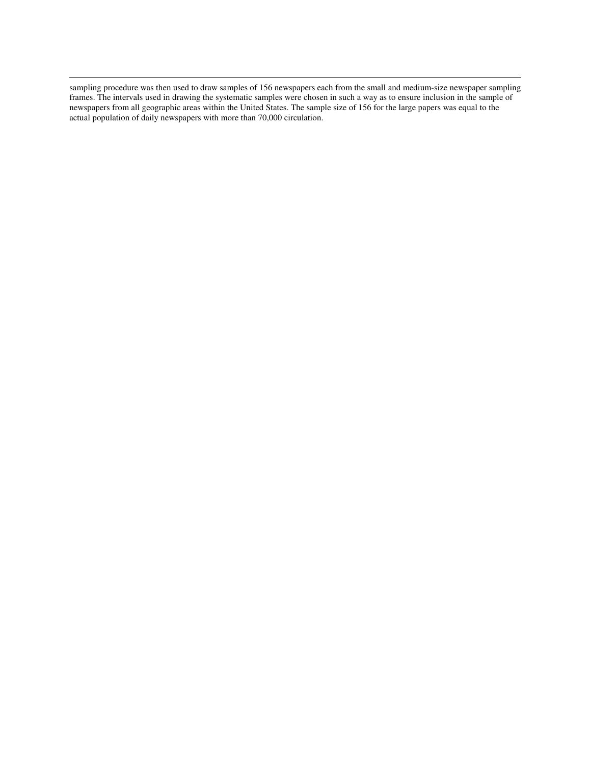sampling procedure was then used to draw samples of 156 newspapers each from the small and medium-size newspaper sampling frames. The intervals used in drawing the systematic samples were chosen in such a way as to ensure inclusion in the sample of newspapers from all geographic areas within the United States. The sample size of 156 for the large papers was equal to the actual population of daily newspapers with more than 70,000 circulation.